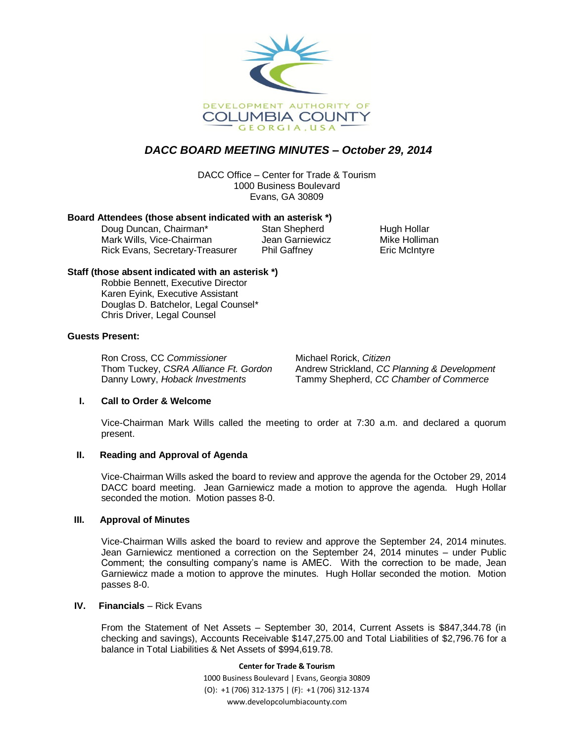DEVELOPMENT AUTHORITY OF
COLUMBIA COUNTY
GEORGIA, USA

# DACC BOARD MEETING MINUTES – October 29, 2014

DACC Office – Center for Trade & Tourism
1000 Business Boulevard
Evans, GA 30809

**Board Attendees (those absent indicated with an asterisk *)**

Doug Duncan, Chairman*
Mark Wills, Vice-Chairman
Rick Evans, Secretary-Treasurer
Stan Shepherd
Jean Garniewicz
Phil Gaffney
Hugh Hollar
Mike Holliman
Eric McIntyre

**Staff (those absent indicated with an asterisk *)**

Robbie Bennett, Executive Director
Karen Eyink, Executive Assistant
Douglas D. Batchelor, Legal Counsel*
Chris Driver, Legal Counsel

**Guests Present:**

Ron Cross, CC *Commissioner*
Thom Tuckey, *CSRA Alliance Ft. Gordon*
Danny Lowry, *Hoback Investments*
Michael Rorick, *Citizen*
Andrew Strickland, *CC Planning & Development*
Tammy Shepherd, *CC Chamber of Commerce*

## I. Call to Order & Welcome

Vice-Chairman Mark Wills called the meeting to order at 7:30 a.m. and declared a quorum present.

## II. Reading and Approval of Agenda

Vice-Chairman Wills asked the board to review and approve the agenda for the October 29, 2014 DACC board meeting. Jean Garniewicz made a motion to approve the agenda. Hugh Hollar seconded the motion. Motion passes 8-0.

## III. Approval of Minutes

Vice-Chairman Wills asked the board to review and approve the September 24, 2014 minutes. Jean Garniewicz mentioned a correction on the September 24, 2014 minutes – under Public Comment; the consulting company's name is AMEC. With the correction to be made, Jean Garniewicz made a motion to approve the minutes. Hugh Hollar seconded the motion. Motion passes 8-0.

## IV. **Financials** – Rick Evans

From the Statement of Net Assets – September 30, 2014, Current Assets is $847,344.78 (in checking and savings), Accounts Receivable $147,275.00 and Total Liabilities of $2,796.76 for a balance in Total Liabilities & Net Assets of $994,619.78.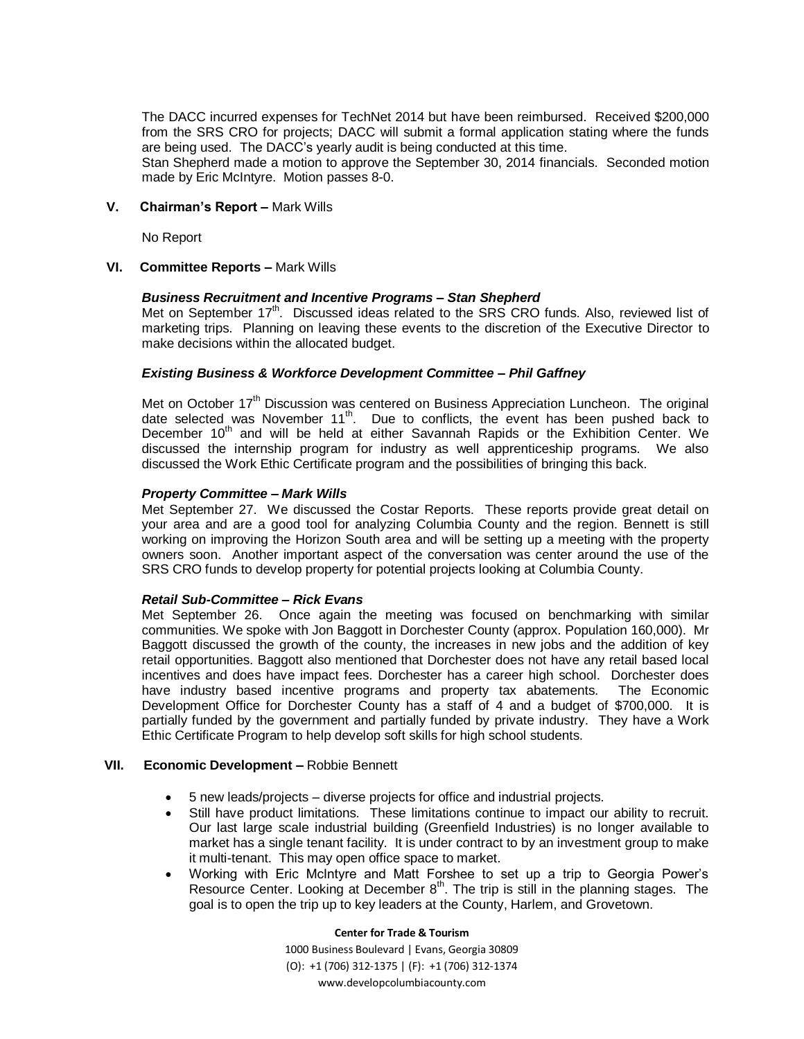The DACC incurred expenses for TechNet 2014 but have been reimbursed. Received $200,000 from the SRS CRO for projects; DACC will submit a formal application stating where the funds are being used. The DACC's yearly audit is being conducted at this time.
Stan Shepherd made a motion to approve the September 30, 2014 financials. Seconded motion made by Eric McIntyre. Motion passes 8-0.

**V. Chairman's Report –** Mark Wills

No Report

**VI. Committee Reports –** Mark Wills

***Business Recruitment and Incentive Programs – Stan Shepherd***
Met on September 17th. Discussed ideas related to the SRS CRO funds. Also, reviewed list of marketing trips. Planning on leaving these events to the discretion of the Executive Director to make decisions within the allocated budget.

***Existing Business & Workforce Development Committee – Phil Gaffney***

Met on October 17th Discussion was centered on Business Appreciation Luncheon. The original date selected was November 11th. Due to conflicts, the event has been pushed back to December 10th and will be held at either Savannah Rapids or the Exhibition Center. We discussed the internship program for industry as well apprenticeship programs. We also discussed the Work Ethic Certificate program and the possibilities of bringing this back.

***Property Committee – Mark Wills***
Met September 27. We discussed the Costar Reports. These reports provide great detail on your area and are a good tool for analyzing Columbia County and the region. Bennett is still working on improving the Horizon South area and will be setting up a meeting with the property owners soon. Another important aspect of the conversation was center around the use of the SRS CRO funds to develop property for potential projects looking at Columbia County.

***Retail Sub-Committee – Rick Evans***
Met September 26. Once again the meeting was focused on benchmarking with similar communities. We spoke with Jon Baggott in Dorchester County (approx. Population 160,000). Mr Baggott discussed the growth of the county, the increases in new jobs and the addition of key retail opportunities. Baggott also mentioned that Dorchester does not have any retail based local incentives and does have impact fees. Dorchester has a career high school. Dorchester does have industry based incentive programs and property tax abatements. The Economic Development Office for Dorchester County has a staff of 4 and a budget of $700,000. It is partially funded by the government and partially funded by private industry. They have a Work Ethic Certificate Program to help develop soft skills for high school students.

**VII. Economic Development –** Robbie Bennett

- 5 new leads/projects – diverse projects for office and industrial projects.
- Still have product limitations. These limitations continue to impact our ability to recruit. Our last large scale industrial building (Greenfield Industries) is no longer available to market has a single tenant facility. It is under contract to by an investment group to make it multi-tenant. This may open office space to market.
- Working with Eric McIntyre and Matt Forshee to set up a trip to Georgia Power's Resource Center. Looking at December 8th. The trip is still in the planning stages. The goal is to open the trip up to key leaders at the County, Harlem, and Grovetown.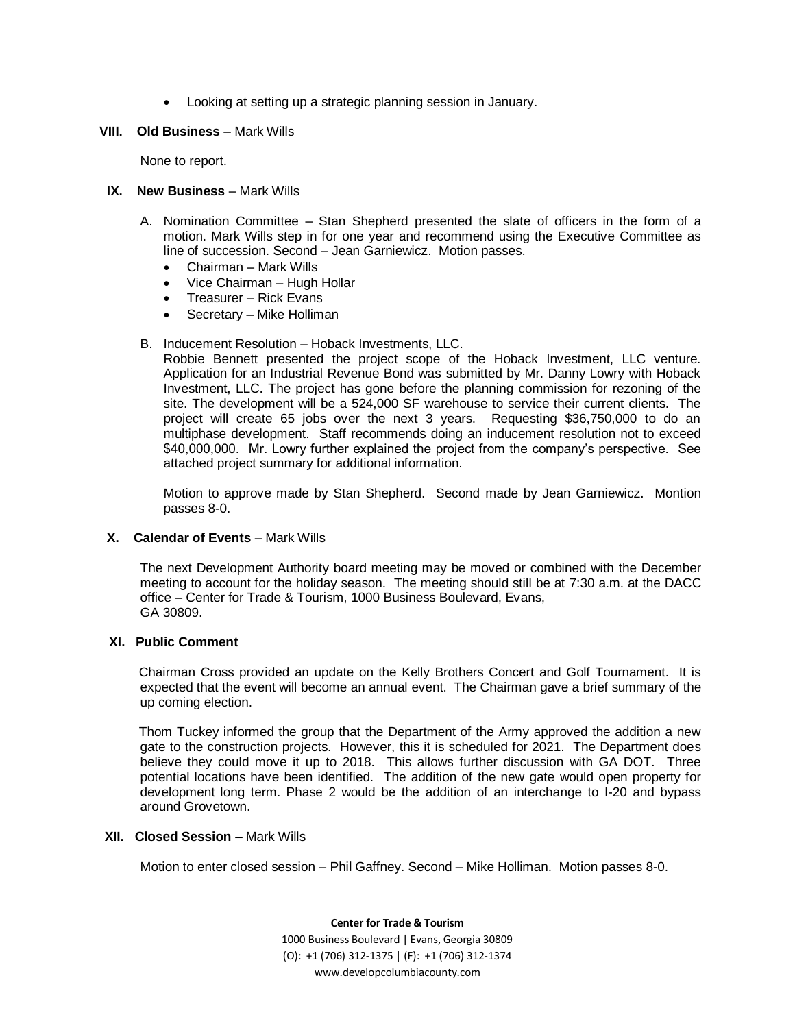- Looking at setting up a strategic planning session in January.

## VIII. Old Business – Mark Wills

None to report.

## IX. New Business – Mark Wills

A. Nomination Committee – Stan Shepherd presented the slate of officers in the form of a motion. Mark Wills step in for one year and recommend using the Executive Committee as line of succession. Second – Jean Garniewicz. Motion passes.

- Chairman – Mark Wills
- Vice Chairman – Hugh Hollar
- Treasurer – Rick Evans
- Secretary – Mike Holliman

B. Inducement Resolution – Hoback Investments, LLC.

Robbie Bennett presented the project scope of the Hoback Investment, LLC venture. Application for an Industrial Revenue Bond was submitted by Mr. Danny Lowry with Hoback Investment, LLC. The project has gone before the planning commission for rezoning of the site. The development will be a 524,000 SF warehouse to service their current clients. The project will create 65 jobs over the next 3 years. Requesting $36,750,000 to do an multiphase development. Staff recommends doing an inducement resolution not to exceed $40,000,000. Mr. Lowry further explained the project from the company's perspective. See attached project summary for additional information.

Motion to approve made by Stan Shepherd. Second made by Jean Garniewicz. Montion passes 8-0.

## X. Calendar of Events – Mark Wills

The next Development Authority board meeting may be moved or combined with the December meeting to account for the holiday season. The meeting should still be at 7:30 a.m. at the DACC office – Center for Trade & Tourism, 1000 Business Boulevard, Evans, GA 30809.

## XI. Public Comment

Chairman Cross provided an update on the Kelly Brothers Concert and Golf Tournament. It is expected that the event will become an annual event. The Chairman gave a brief summary of the up coming election.

Thom Tuckey informed the group that the Department of the Army approved the addition a new gate to the construction projects. However, this it is scheduled for 2021. The Department does believe they could move it up to 2018. This allows further discussion with GA DOT. Three potential locations have been identified. The addition of the new gate would open property for development long term. Phase 2 would be the addition of an interchange to I-20 and bypass around Grovetown.

## XII. Closed Session – Mark Wills

Motion to enter closed session – Phil Gaffney. Second – Mike Holliman. Motion passes 8-0.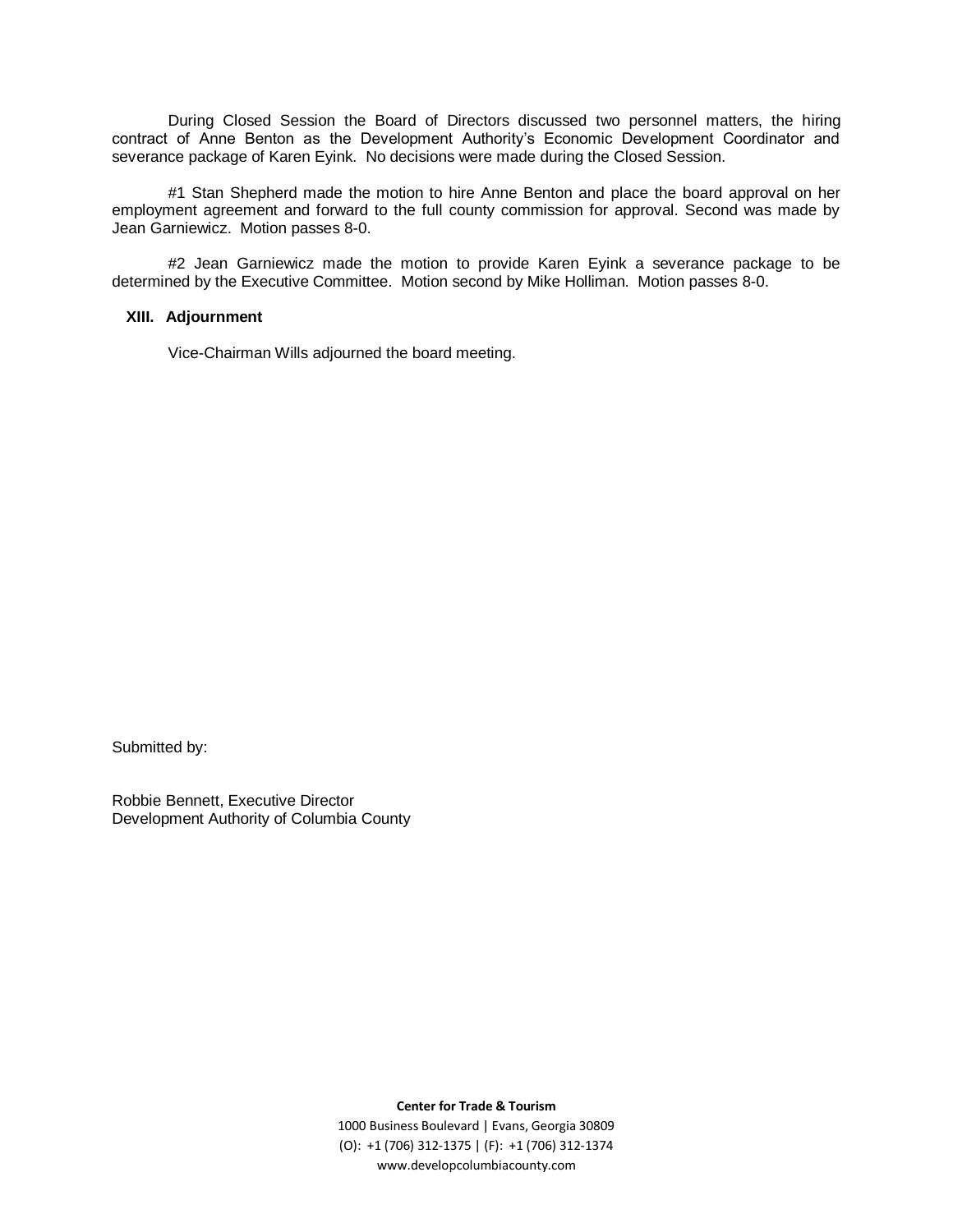During Closed Session the Board of Directors discussed two personnel matters, the hiring contract of Anne Benton as the Development Authority's Economic Development Coordinator and severance package of Karen Eyink. No decisions were made during the Closed Session.

#1 Stan Shepherd made the motion to hire Anne Benton and place the board approval on her employment agreement and forward to the full county commission for approval. Second was made by Jean Garniewicz. Motion passes 8-0.

#2 Jean Garniewicz made the motion to provide Karen Eyink a severance package to be determined by the Executive Committee. Motion second by Mike Holliman. Motion passes 8-0.

### XIII. Adjournment

Vice-Chairman Wills adjourned the board meeting.

Submitted by:

Robbie Bennett, Executive Director
Development Authority of Columbia County

**Center for Trade & Tourism**
1000 Business Boulevard | Evans, Georgia 30809
(O): +1 (706) 312-1375 | (F): +1 (706) 312-1374
www.developcolumbiacounty.com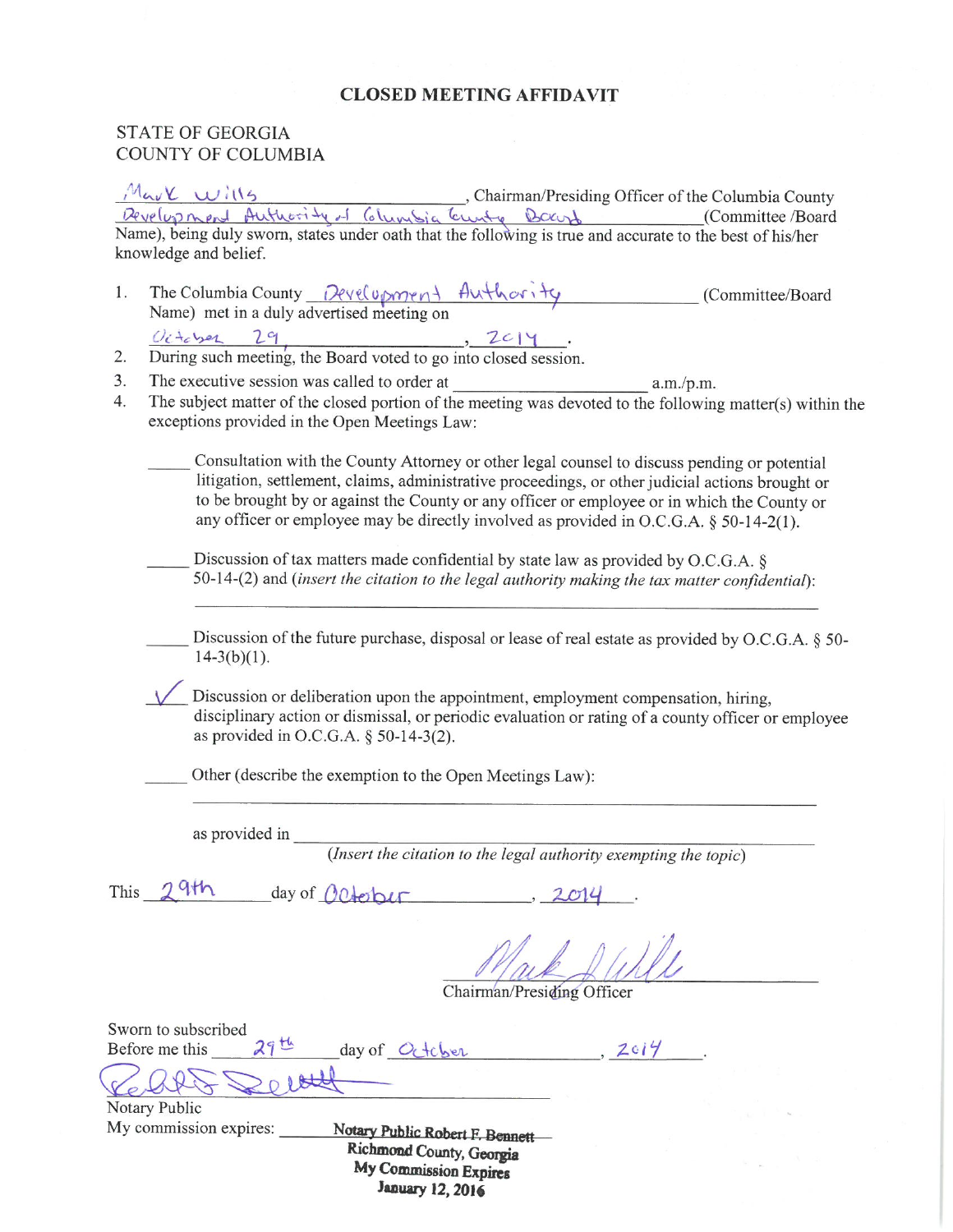# CLOSED MEETING AFFIDAVIT

STATE OF GEORGIA
COUNTY OF COLUMBIA

Mark Wills, Chairman/Presiding Officer of the Columbia County Development Authority of Columbia County Board (Committee /Board Name), being duly sworn, states under oath that the following is true and accurate to the best of his/her knowledge and belief.

1. The Columbia County Development Authority (Committee/Board Name) met in a duly advertised meeting on October 29, 2014.
2. During such meeting, the Board voted to go into closed session.
3. The executive session was called to order at \_\_\_\_\_\_\_\_\_\_\_\_ a.m./p.m.
4. The subject matter of the closed portion of the meeting was devoted to the following matter(s) within the exceptions provided in the Open Meetings Law:

   \_\_\_\_ Consultation with the County Attorney or other legal counsel to discuss pending or potential litigation, settlement, claims, administrative proceedings, or other judicial actions brought or to be brought by or against the County or any officer or employee or in which the County or any officer or employee may be directly involved as provided in O.C.G.A. § 50-14-2(1).

   \_\_\_\_ Discussion of tax matters made confidential by state law as provided by O.C.G.A. § 50-14-(2) and (*insert the citation to the legal authority making the tax matter confidential*): \_\_\_\_\_\_\_\_\_\_\_\_

   \_\_\_\_ Discussion of the future purchase, disposal or lease of real estate as provided by O.C.G.A. § 50-14-3(b)(1).

   ✓ Discussion or deliberation upon the appointment, employment compensation, hiring, disciplinary action or dismissal, or periodic evaluation or rating of a county officer or employee as provided in O.C.G.A. § 50-14-3(2).

   \_\_\_\_ Other (describe the exemption to the Open Meetings Law): \_\_\_\_\_\_\_\_\_\_\_\_

   as provided in \_\_\_\_\_\_\_\_\_\_\_\_
   (*Insert the citation to the legal authority exempting the topic*)

This 29th day of October, 2014.

Mark Wills
Chairman/Presiding Officer

Sworn to subscribed
Before me this 29th day of October, 2014.

Robert F. Bennett
Notary Public
My commission expires: Notary Public Robert F. Bennett
Richmond County, Georgia
My Commission Expires
January 12, 2016